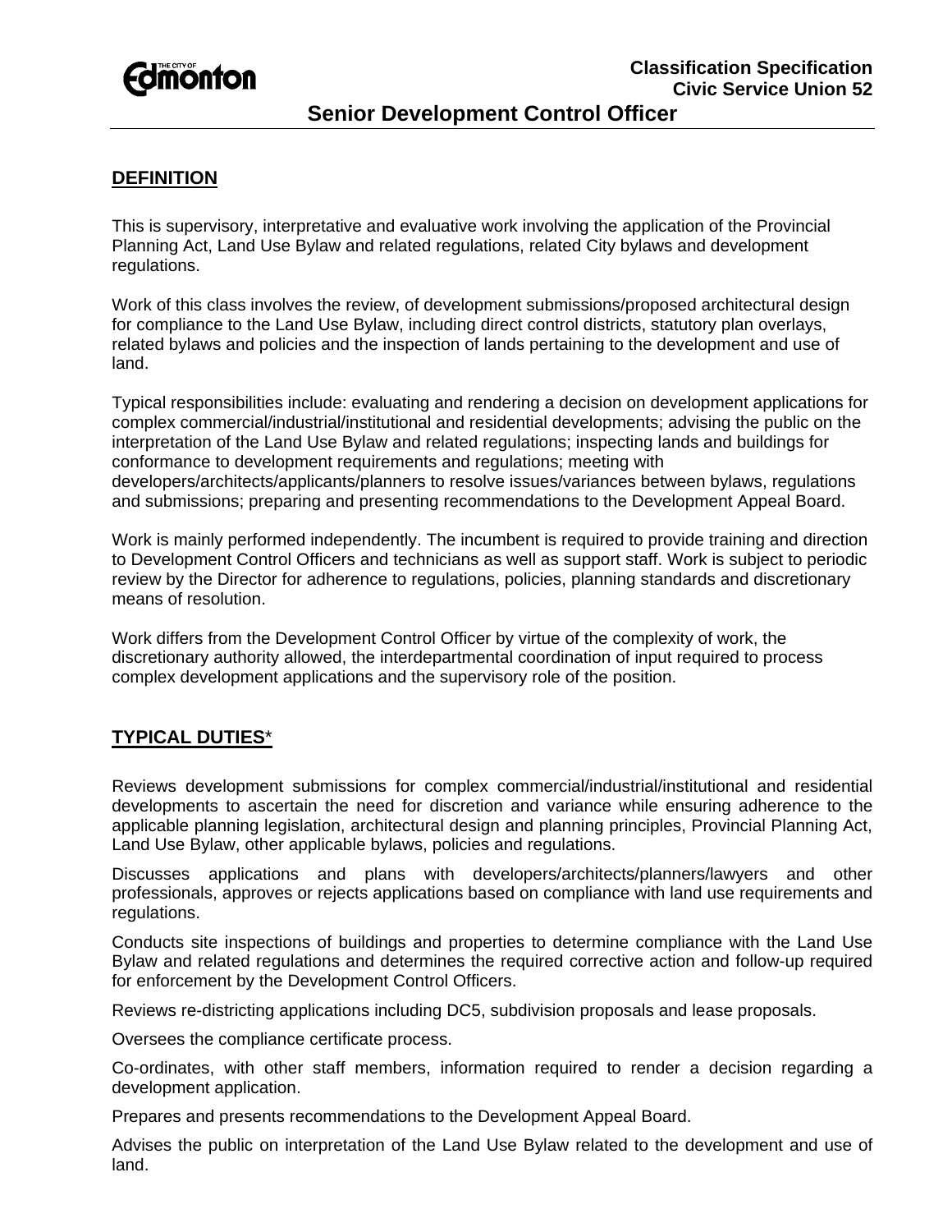Classification Specification
Civic Service Union 52

# Senior Development Control Officer

## DEFINITION

This is supervisory, interpretative and evaluative work involving the application of the Provincial Planning Act, Land Use Bylaw and related regulations, related City bylaws and development regulations.

Work of this class involves the review, of development submissions/proposed architectural design for compliance to the Land Use Bylaw, including direct control districts, statutory plan overlays, related bylaws and policies and the inspection of lands pertaining to the development and use of land.

Typical responsibilities include: evaluating and rendering a decision on development applications for complex commercial/industrial/institutional and residential developments; advising the public on the interpretation of the Land Use Bylaw and related regulations; inspecting lands and buildings for conformance to development requirements and regulations; meeting with developers/architects/applicants/planners to resolve issues/variances between bylaws, regulations and submissions; preparing and presenting recommendations to the Development Appeal Board.

Work is mainly performed independently. The incumbent is required to provide training and direction to Development Control Officers and technicians as well as support staff. Work is subject to periodic review by the Director for adherence to regulations, policies, planning standards and discretionary means of resolution.

Work differs from the Development Control Officer by virtue of the complexity of work, the discretionary authority allowed, the interdepartmental coordination of input required to process complex development applications and the supervisory role of the position.

## TYPICAL DUTIES*

Reviews development submissions for complex commercial/industrial/institutional and residential developments to ascertain the need for discretion and variance while ensuring adherence to the applicable planning legislation, architectural design and planning principles, Provincial Planning Act, Land Use Bylaw, other applicable bylaws, policies and regulations.

Discusses applications and plans with developers/architects/planners/lawyers and other professionals, approves or rejects applications based on compliance with land use requirements and regulations.

Conducts site inspections of buildings and properties to determine compliance with the Land Use Bylaw and related regulations and determines the required corrective action and follow-up required for enforcement by the Development Control Officers.

Reviews re-districting applications including DC5, subdivision proposals and lease proposals.

Oversees the compliance certificate process.

Co-ordinates, with other staff members, information required to render a decision regarding a development application.

Prepares and presents recommendations to the Development Appeal Board.

Advises the public on interpretation of the Land Use Bylaw related to the development and use of land.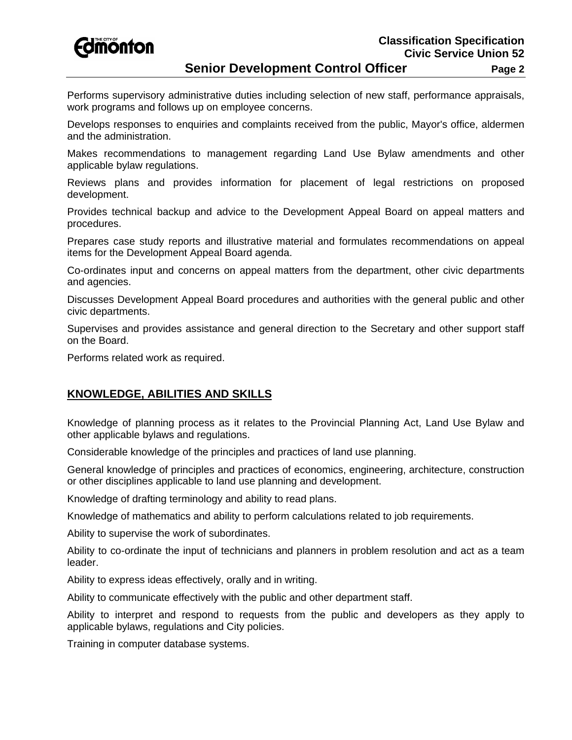Performs supervisory administrative duties including selection of new staff, performance appraisals, work programs and follows up on employee concerns.

Develops responses to enquiries and complaints received from the public, Mayor's office, aldermen and the administration.

Makes recommendations to management regarding Land Use Bylaw amendments and other applicable bylaw regulations.

Reviews plans and provides information for placement of legal restrictions on proposed development.

Provides technical backup and advice to the Development Appeal Board on appeal matters and procedures.

Prepares case study reports and illustrative material and formulates recommendations on appeal items for the Development Appeal Board agenda.

Co-ordinates input and concerns on appeal matters from the department, other civic departments and agencies.

Discusses Development Appeal Board procedures and authorities with the general public and other civic departments.

Supervises and provides assistance and general direction to the Secretary and other support staff on the Board.

Performs related work as required.

## KNOWLEDGE, ABILITIES AND SKILLS

Knowledge of planning process as it relates to the Provincial Planning Act, Land Use Bylaw and other applicable bylaws and regulations.

Considerable knowledge of the principles and practices of land use planning.

General knowledge of principles and practices of economics, engineering, architecture, construction or other disciplines applicable to land use planning and development.

Knowledge of drafting terminology and ability to read plans.

Knowledge of mathematics and ability to perform calculations related to job requirements.

Ability to supervise the work of subordinates.

Ability to co-ordinate the input of technicians and planners in problem resolution and act as a team leader.

Ability to express ideas effectively, orally and in writing.

Ability to communicate effectively with the public and other department staff.

Ability to interpret and respond to requests from the public and developers as they apply to applicable bylaws, regulations and City policies.

Training in computer database systems.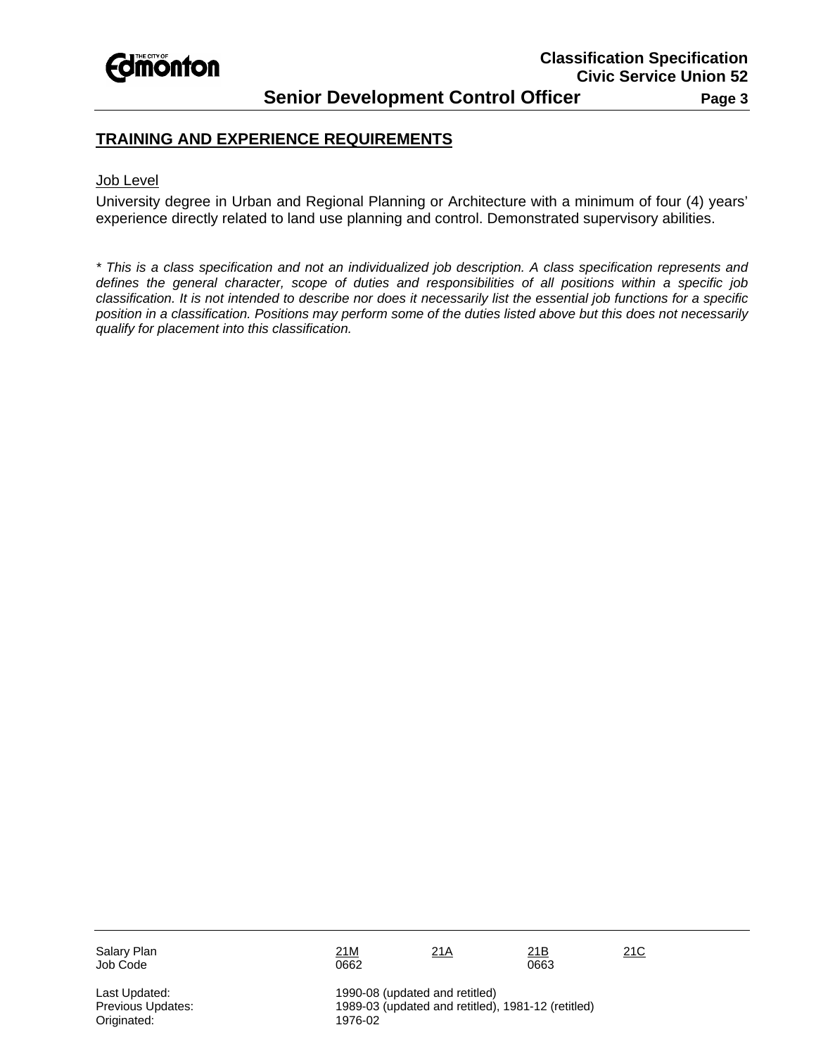## TRAINING AND EXPERIENCE REQUIREMENTS

Job Level

University degree in Urban and Regional Planning or Architecture with a minimum of four (4) years' experience directly related to land use planning and control. Demonstrated supervisory abilities.

*\* This is a class specification and not an individualized job description. A class specification represents and defines the general character, scope of duties and responsibilities of all positions within a specific job classification. It is not intended to describe nor does it necessarily list the essential job functions for a specific position in a classification. Positions may perform some of the duties listed above but this does not necessarily qualify for placement into this classification.*

| | | | | |
|---|---|---|---|---|
| Salary Plan | 21M | 21A | 21B | 21C |
| Job Code | 0662 | | 0663 | |

Last Updated: 1990-08 (updated and retitled)
Previous Updates: 1989-03 (updated and retitled), 1981-12 (retitled)
Originated: 1976-02